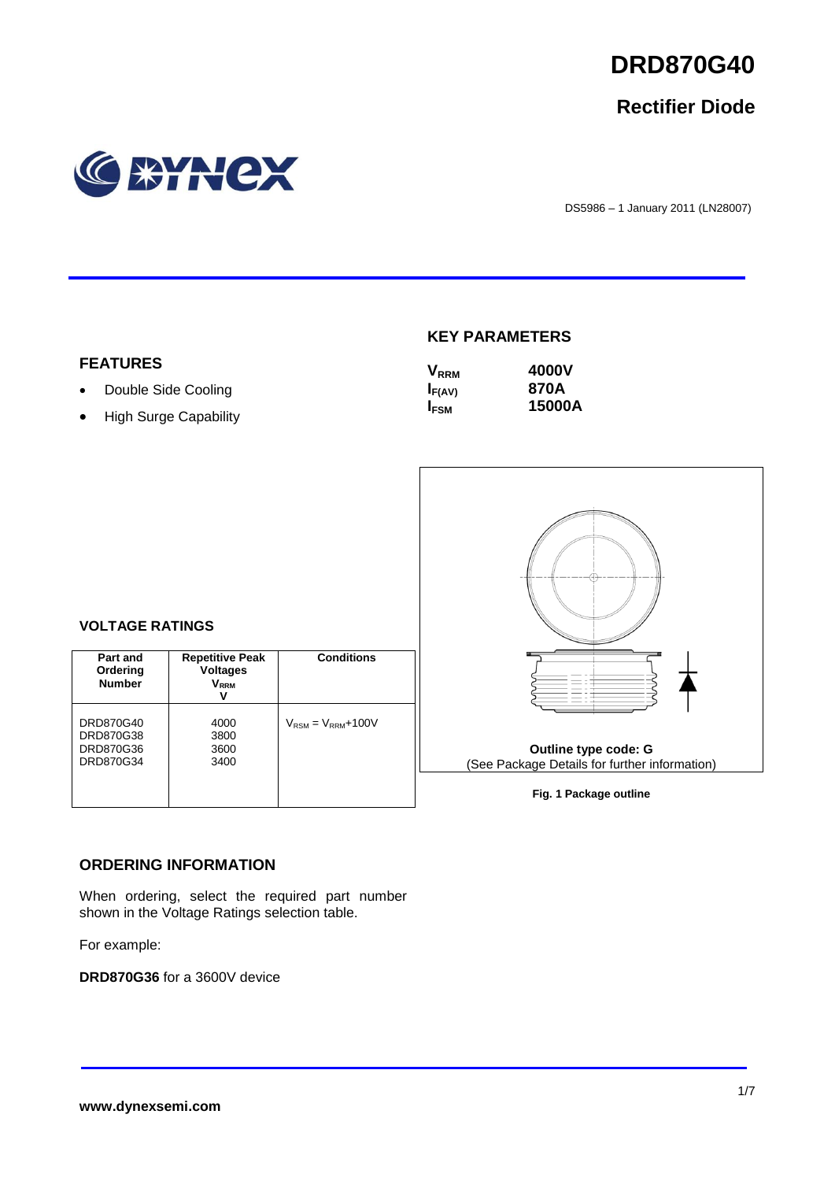# DRD870G40

## Rectifier Diode

DS5986 – 1 January 2011 (LN28007)

## FEATURES

- Double Side Cooling
- High Surge Capability

## KEY PARAMETERS

| | |
|---|---|
| $V_{RRM}$ | **4000V** |
| $I_{F(AV)}$ | **870A** |
| $I_{FSM}$ | **15000A** |

Outline type code: G

(See Package Details for further information)

Fig. 1 Package outline

## VOLTAGE RATINGS

| Part and Ordering Number | Repetitive Peak Voltages $V_{RRM}$ V | Conditions |
|---|---|---|
| DRD870G40<br>DRD870G38<br>DRD870G36<br>DRD870G34 | 4000<br>3800<br>3600<br>3400 | $V_{RSM} = V_{RRM}$+100V |

## ORDERING INFORMATION

When ordering, select the required part number shown in the Voltage Ratings selection table.

For example:

**DRD870G36** for a 3600V device

www.dynexsemi.com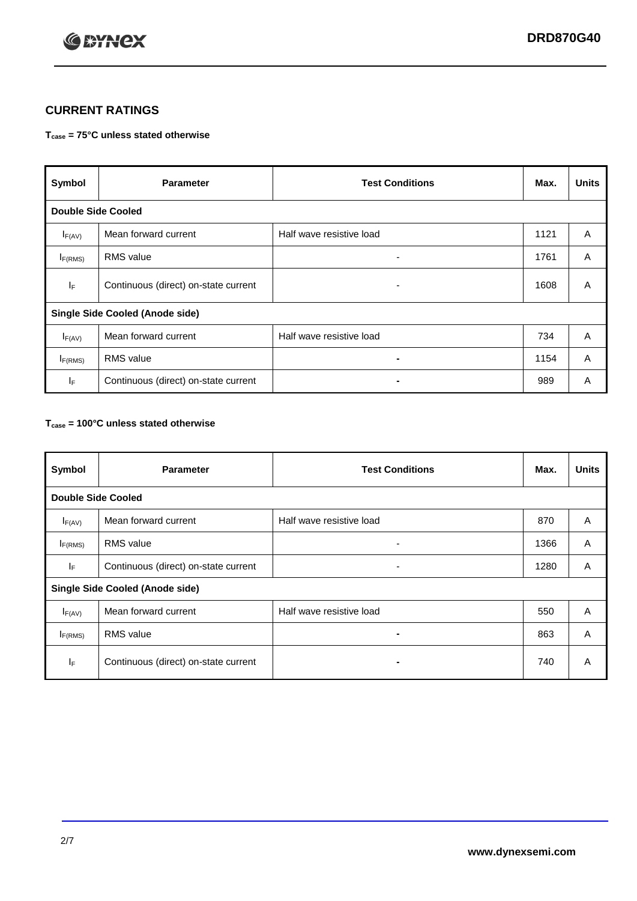## CURRENT RATINGS

**$T_{case}$ = 75°C unless stated otherwise**

| Symbol | Parameter | Test Conditions | Max. | Units |
|---|---|---|---|---|
| **Double Side Cooled** | | | | |
| $I_{F(AV)}$ | Mean forward current | Half wave resistive load | 1121 | A |
| $I_{F(RMS)}$ | RMS value | - | 1761 | A |
| $I_F$ | Continuous (direct) on-state current | - | 1608 | A |
| **Single Side Cooled (Anode side)** | | | | |
| $I_{F(AV)}$ | Mean forward current | Half wave resistive load | 734 | A |
| $I_{F(RMS)}$ | RMS value | - | 1154 | A |
| $I_F$ | Continuous (direct) on-state current | - | 989 | A |

**$T_{case}$ = 100°C unless stated otherwise**

| Symbol | Parameter | Test Conditions | Max. | Units |
|---|---|---|---|---|
| **Double Side Cooled** | | | | |
| $I_{F(AV)}$ | Mean forward current | Half wave resistive load | 870 | A |
| $I_{F(RMS)}$ | RMS value | - | 1366 | A |
| $I_F$ | Continuous (direct) on-state current | - | 1280 | A |
| **Single Side Cooled (Anode side)** | | | | |
| $I_{F(AV)}$ | Mean forward current | Half wave resistive load | 550 | A |
| $I_{F(RMS)}$ | RMS value | - | 863 | A |
| $I_F$ | Continuous (direct) on-state current | - | 740 | A |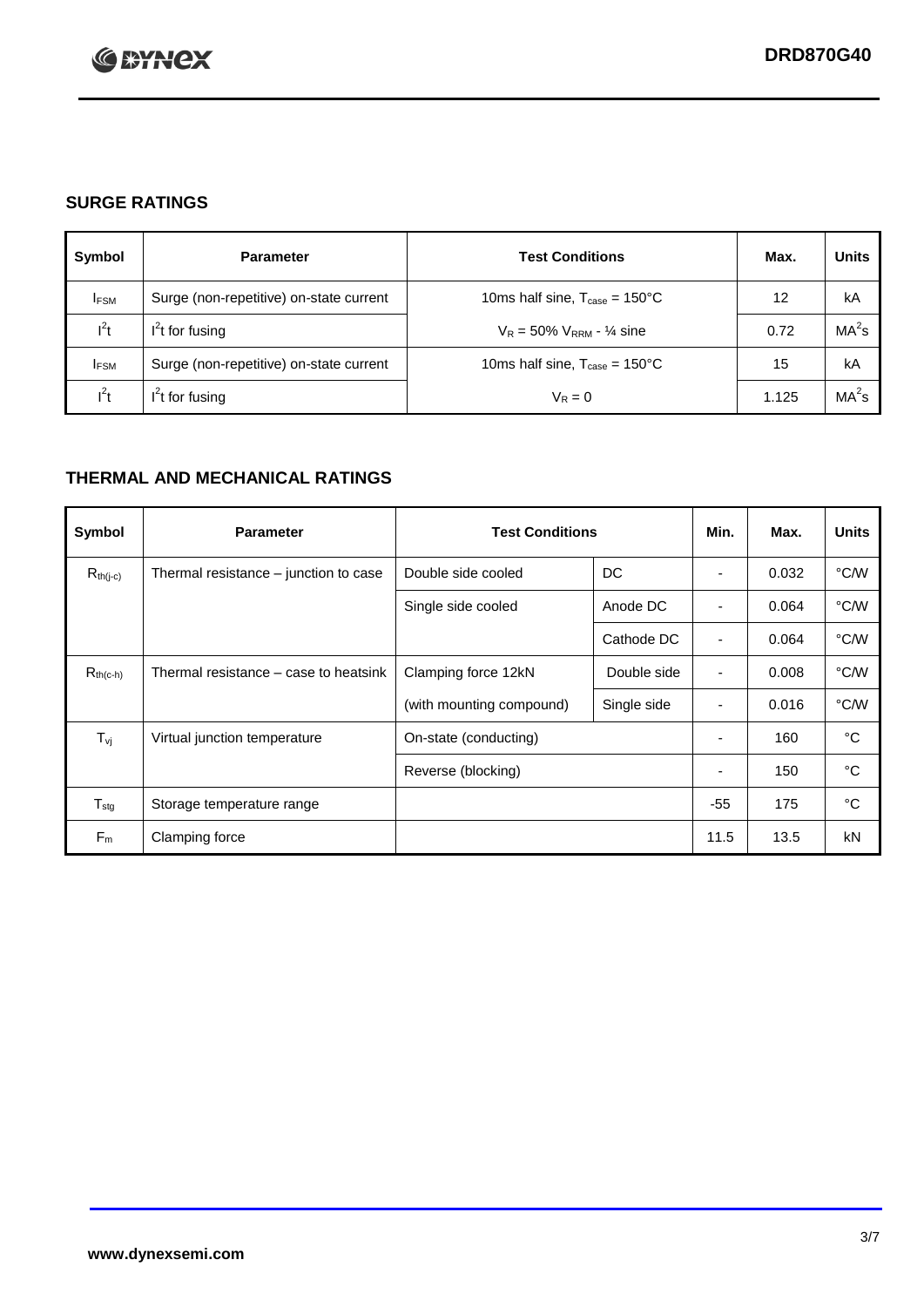## SURGE RATINGS

| Symbol | Parameter | Test Conditions | Max. | Units |
|---|---|---|---|---|
| $I_{FSM}$ | Surge (non-repetitive) on-state current | 10ms half sine, $T_{case}$ = 150°C | 12 | kA |
| $I^2t$ | $I^2t$ for fusing | $V_R$ = 50% $V_{RRM}$ - ¼ sine | 0.72 | $MA^2s$ |
| $I_{FSM}$ | Surge (non-repetitive) on-state current | 10ms half sine, $T_{case}$ = 150°C | 15 | kA |
| $I^2t$ | $I^2t$ for fusing | $V_R$ = 0 | 1.125 | $MA^2s$ |

## THERMAL AND MECHANICAL RATINGS

| Symbol | Parameter | Test Conditions | | Min. | Max. | Units |
|---|---|---|---|---|---|---|
| $R_{th(j-c)}$ | Thermal resistance – junction to case | Double side cooled | DC | - | 0.032 | °C/W |
| | | Single side cooled | Anode DC | - | 0.064 | °C/W |
| | | | Cathode DC | - | 0.064 | °C/W |
| $R_{th(c-h)}$ | Thermal resistance – case to heatsink | Clamping force 12kN | Double side | - | 0.008 | °C/W |
| | | (with mounting compound) | Single side | - | 0.016 | °C/W |
| $T_{vj}$ | Virtual junction temperature | On-state (conducting) | | - | 160 | °C |
| | | Reverse (blocking) | | - | 150 | °C |
| $T_{stg}$ | Storage temperature range | | | -55 | 175 | °C |
| $F_m$ | Clamping force | | | 11.5 | 13.5 | kN |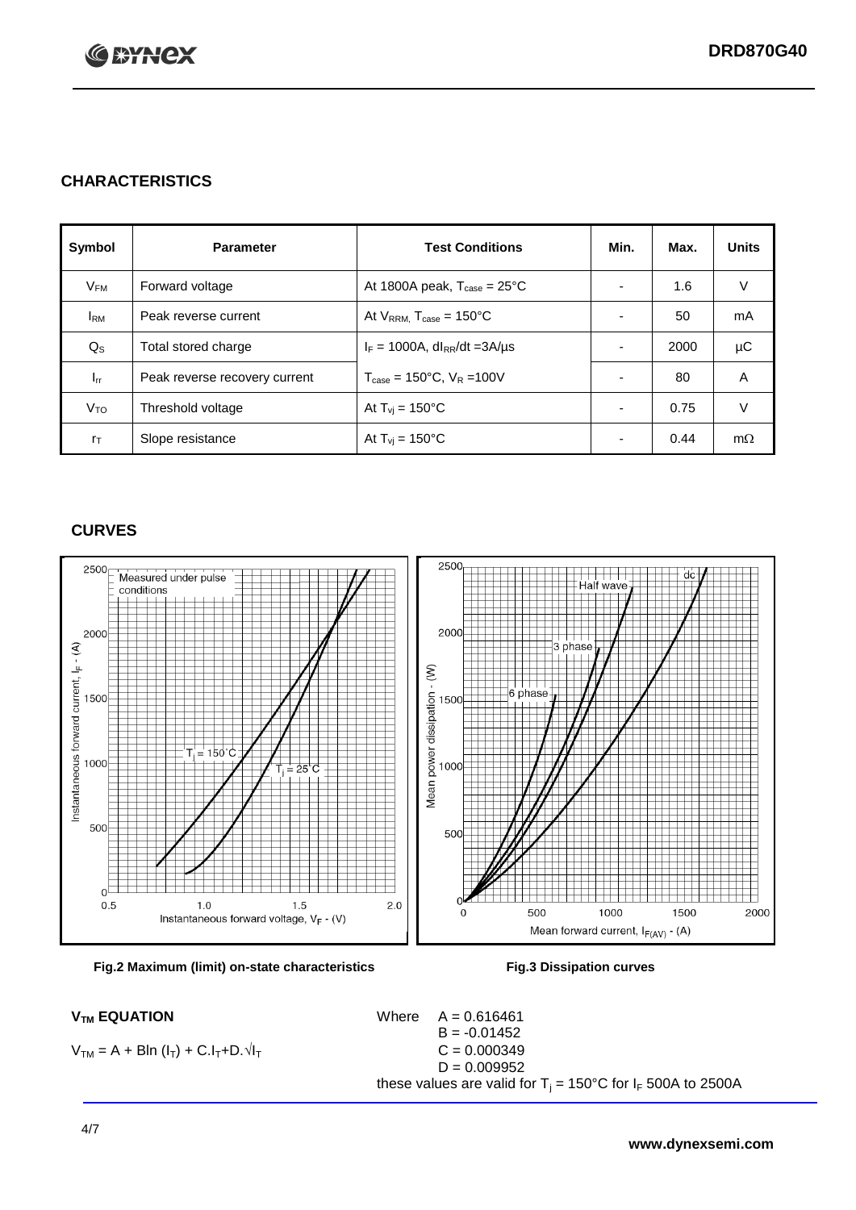## CHARACTERISTICS

| Symbol | Parameter | Test Conditions | Min. | Max. | Units |
|---|---|---|---|---|---|
| $V_{FM}$ | Forward voltage | At 1800A peak, $T_{case}$ = 25°C | - | 1.6 | V |
| $I_{RM}$ | Peak reverse current | At $V_{RRM}$, $T_{case}$ = 150°C | - | 50 | mA |
| $Q_S$ | Total stored charge | $I_F$ = 1000A, $dI_{RR}/dt$ =3A/µs | - | 2000 | µC |
| $I_{rr}$ | Peak reverse recovery current | $T_{case}$ = 150°C, $V_R$ =100V | - | 80 | A |
| $V_{TO}$ | Threshold voltage | At $T_{vj}$ = 150°C | - | 0.75 | V |
| $r_T$ | Slope resistance | At $T_{vj}$ = 150°C | - | 0.44 | mΩ |

## CURVES

Fig.2 Maximum (limit) on-state characteristics

Fig.3 Dissipation curves

### $V_{TM}$ EQUATION

$$V_{TM} = A + B\ln(I_T) + C.I_T + D.\sqrt{I_T}$$

Where
$A = 0.616461$
$B = -0.01452$
$C = 0.000349$
$D = 0.009952$

these values are valid for $T_j$ = 150°C for $I_F$ 500A to 2500A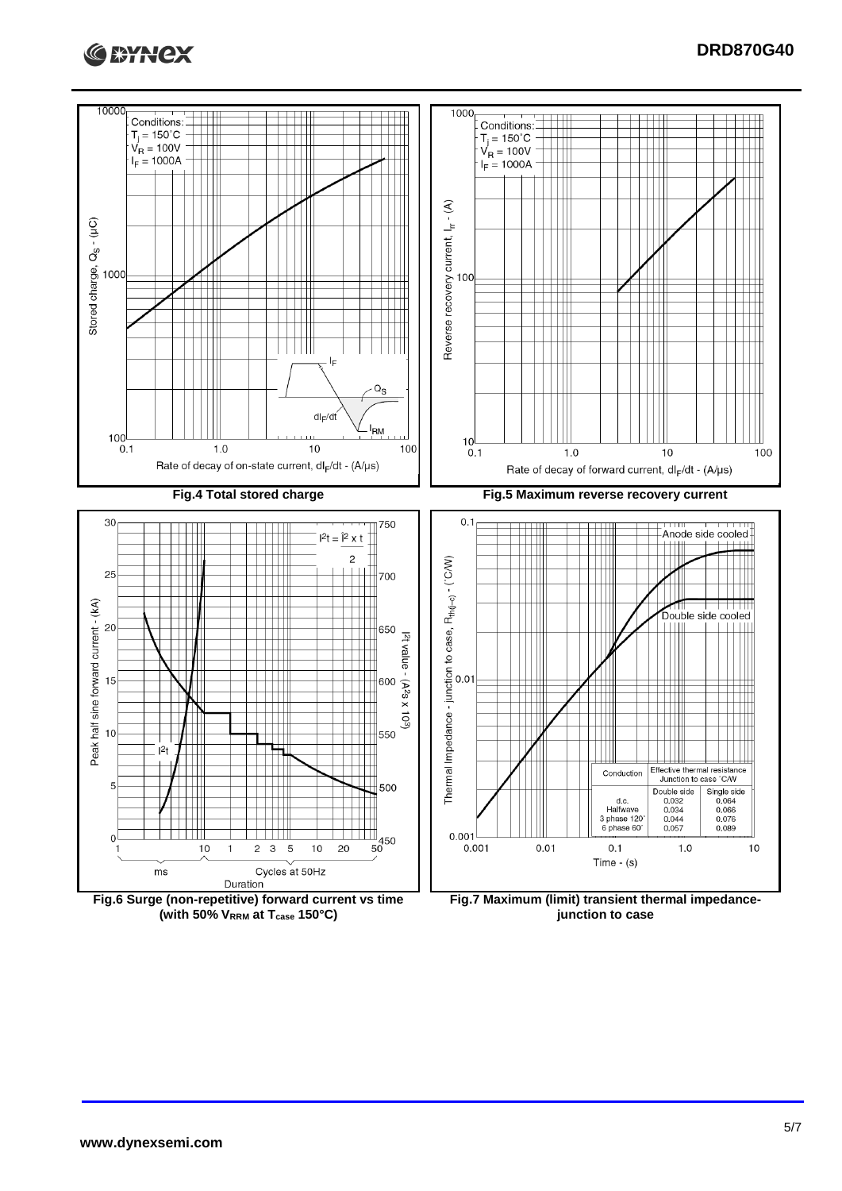**Fig.4 Total stored charge**

**Fig.5 Maximum reverse recovery current**

**Fig.6 Surge (non-repetitive) forward current vs time (with 50% $V_{RRM}$ at $T_{case}$ 150°C)**

| Conduction | Effective thermal resistance Junction to case °C/W | |
|---|---|---|
| | Double side | Single side |
| d.c. | 0.032 | 0.064 |
| Halfwave | 0.034 | 0.066 |
| 3 phase 120° | 0.044 | 0.076 |
| 6 phase 60° | 0.057 | 0.089 |

**Fig.7 Maximum (limit) transient thermal impedance- junction to case**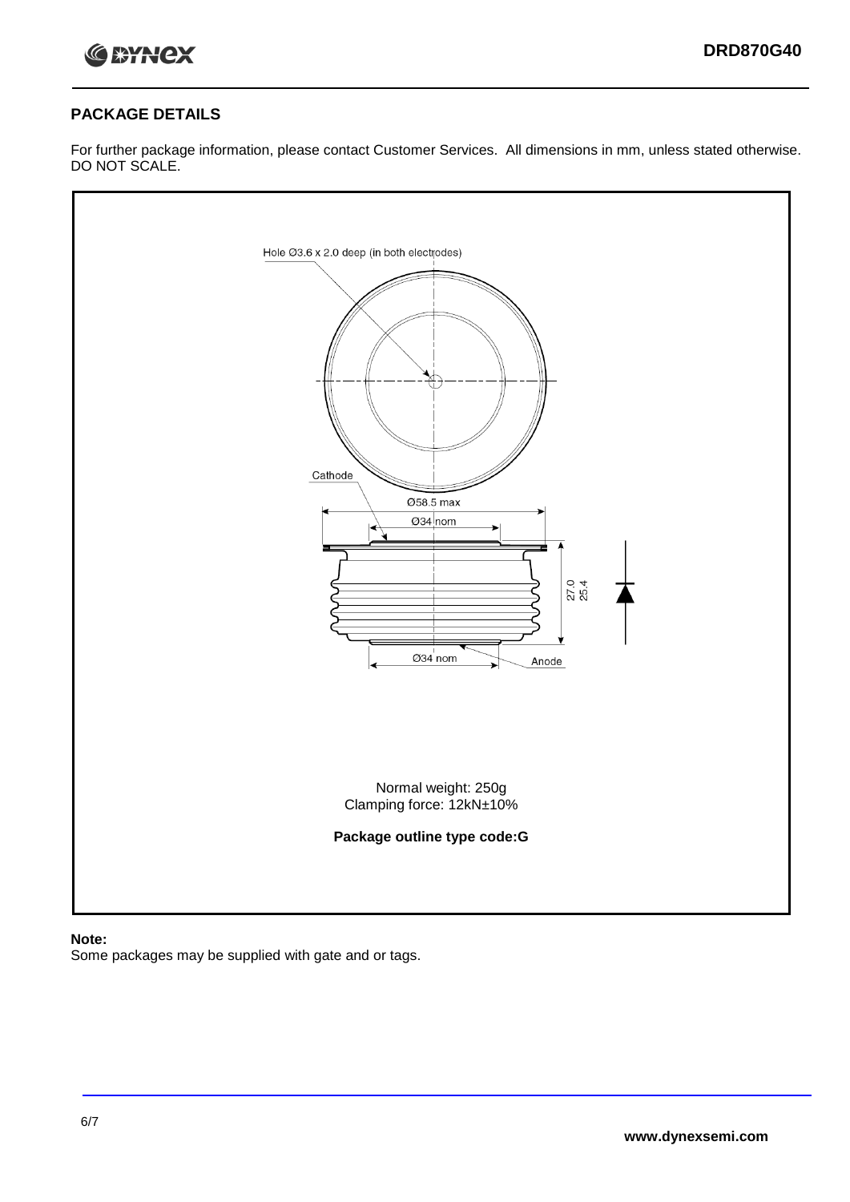## PACKAGE DETAILS

For further package information, please contact Customer Services. All dimensions in mm, unless stated otherwise. DO NOT SCALE.

Hole Ø3.6 x 2.0 deep (in both electrodes)

Cathode

Ø58.5 max

Ø34 nom

27.0
25.4

Ø34 nom

Anode

Normal weight: 250g
Clamping force: 12kN±10%

**Package outline type code:G**

**Note:**
Some packages may be supplied with gate and or tags.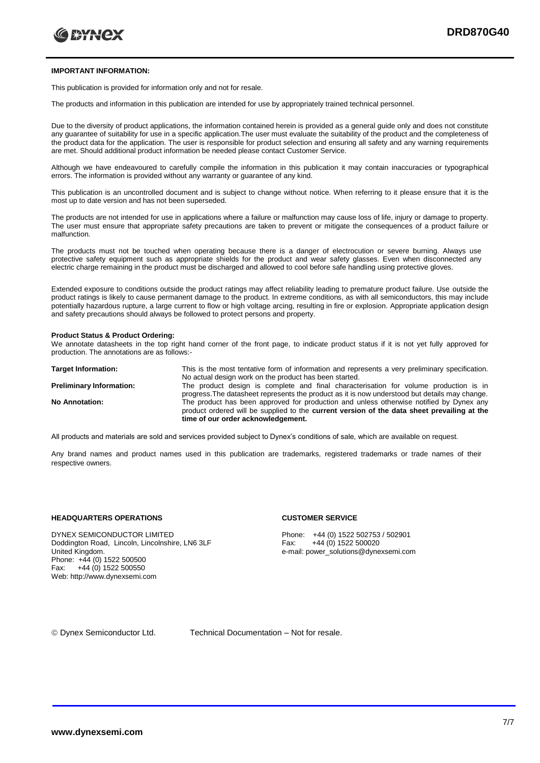**IMPORTANT INFORMATION:**

This publication is provided for information only and not for resale.

The products and information in this publication are intended for use by appropriately trained technical personnel.

Due to the diversity of product applications, the information contained herein is provided as a general guide only and does not constitute any guarantee of suitability for use in a specific application.The user must evaluate the suitability of the product and the completeness of the product data for the application. The user is responsible for product selection and ensuring all safety and any warning requirements are met. Should additional product information be needed please contact Customer Service.

Although we have endeavoured to carefully compile the information in this publication it may contain inaccuracies or typographical errors. The information is provided without any warranty or guarantee of any kind.

This publication is an uncontrolled document and is subject to change without notice. When referring to it please ensure that it is the most up to date version and has not been superseded.

The products are not intended for use in applications where a failure or malfunction may cause loss of life, injury or damage to property. The user must ensure that appropriate safety precautions are taken to prevent or mitigate the consequences of a product failure or malfunction.

The products must not be touched when operating because there is a danger of electrocution or severe burning. Always use protective safety equipment such as appropriate shields for the product and wear safety glasses. Even when disconnected any electric charge remaining in the product must be discharged and allowed to cool before safe handling using protective gloves.

Extended exposure to conditions outside the product ratings may affect reliability leading to premature product failure. Use outside the product ratings is likely to cause permanent damage to the product. In extreme conditions, as with all semiconductors, this may include potentially hazardous rupture, a large current to flow or high voltage arcing, resulting in fire or explosion. Appropriate application design and safety precautions should always be followed to protect persons and property.

**Product Status & Product Ordering:**

We annotate datasheets in the top right hand corner of the front page, to indicate product status if it is not yet fully approved for production. The annotations are as follows:-

| | |
|---|---|
| **Target Information:** | This is the most tentative form of information and represents a very preliminary specification. No actual design work on the product has been started. |
| **Preliminary Information:** | The product design is complete and final characterisation for volume production is in progress.The datasheet represents the product as it is now understood but details may change. |
| **No Annotation:** | The product has been approved for production and unless otherwise notified by Dynex any product ordered will be supplied to the **current version of the data sheet prevailing at the time of our order acknowledgement.** |

All products and materials are sold and services provided subject to Dynex's conditions of sale, which are available on request.

Any brand names and product names used in this publication are trademarks, registered trademarks or trade names of their respective owners.

**HEADQUARTERS OPERATIONS**

DYNEX SEMICONDUCTOR LIMITED
Doddington Road, Lincoln, Lincolnshire, LN6 3LF
United Kingdom.
Phone: +44 (0) 1522 500500
Fax: +44 (0) 1522 500550
Web: http://www.dynexsemi.com

**CUSTOMER SERVICE**

Phone: +44 (0) 1522 502753 / 502901
Fax: +44 (0) 1522 500020
e-mail: power_solutions@dynexsemi.com

© Dynex Semiconductor Ltd. Technical Documentation – Not for resale.